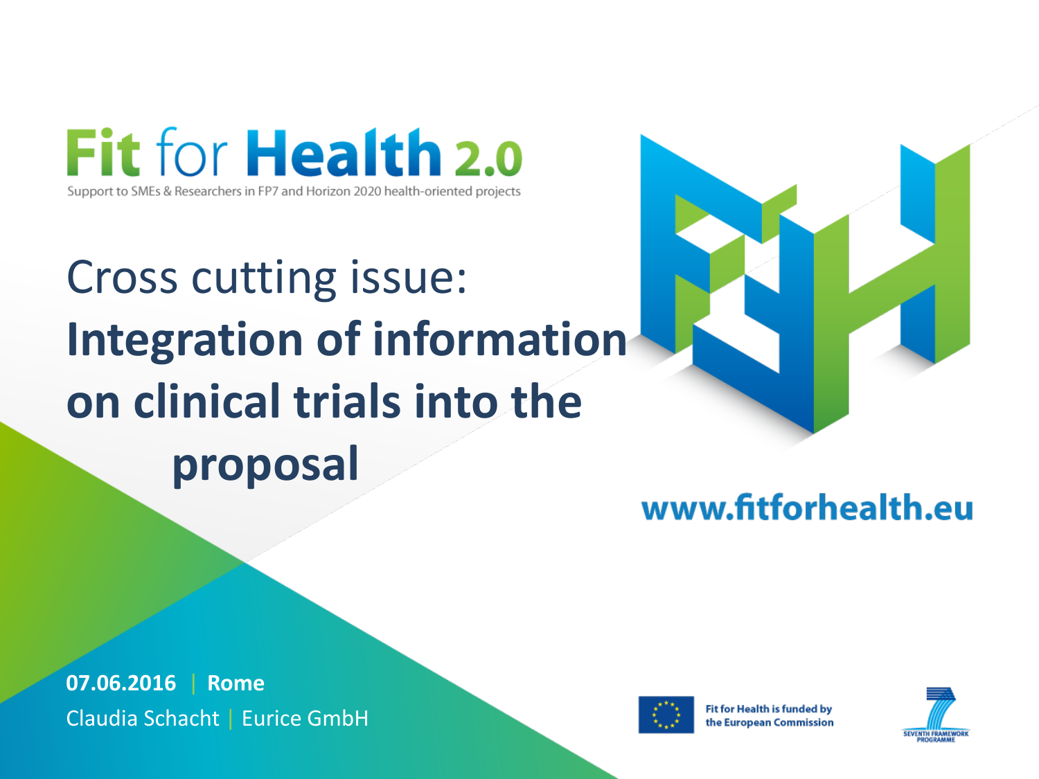# Fit for Health 2.0

Support to SMEs & Researchers in FP7 and Horizon 2020 health-oriented projects

## Cross cutting issue: **Integration of information on clinical trials into the proposal**

www.fitforhealth.eu

**07.06.2016** | **Rome**

Claudia Schacht | Eurice GmbH

Fit for Health is funded by the European Commission

SEVENTH FRAMEWORK PROGRAMME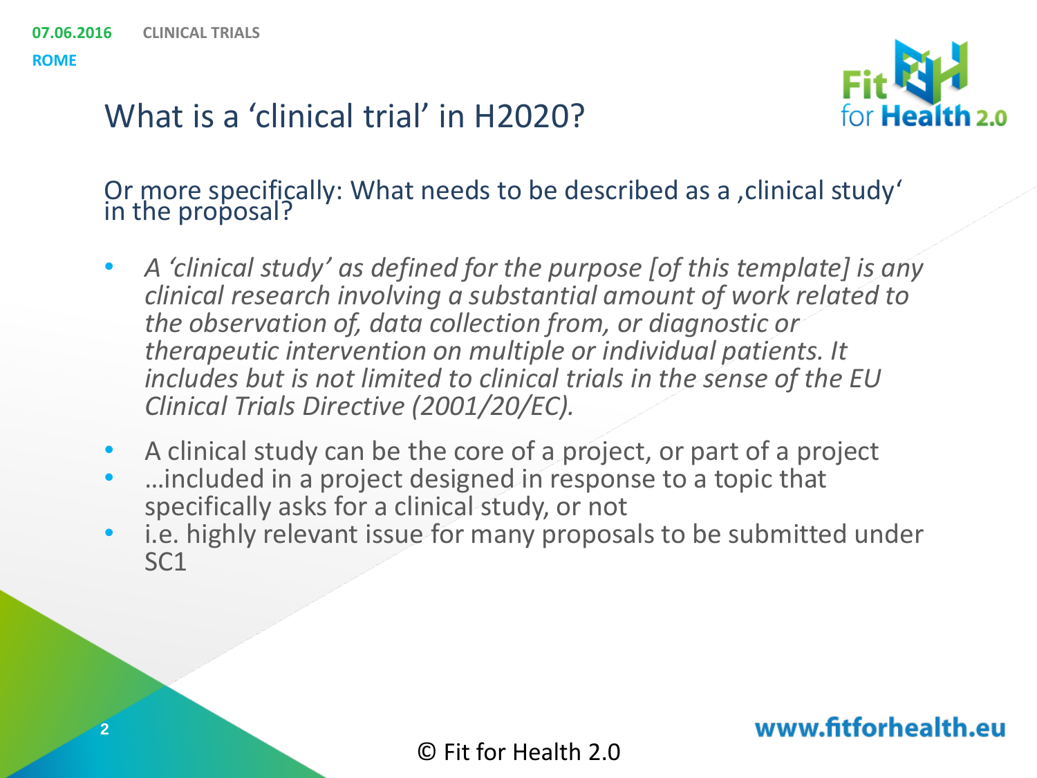# What is a 'clinical trial' in H2020?

Or more specifically: What needs to be described as a ‚clinical study' in the proposal?

- *A 'clinical study' as defined for the purpose [of this template] is any clinical research involving a substantial amount of work related to the observation of, data collection from, or diagnostic or therapeutic intervention on multiple or individual patients. It includes but is not limited to clinical trials in the sense of the EU Clinical Trials Directive (2001/20/EC).*
- A clinical study can be the core of a project, or part of a project
- …included in a project designed in response to a topic that specifically asks for a clinical study, or not
- i.e. highly relevant issue for many proposals to be submitted under SC1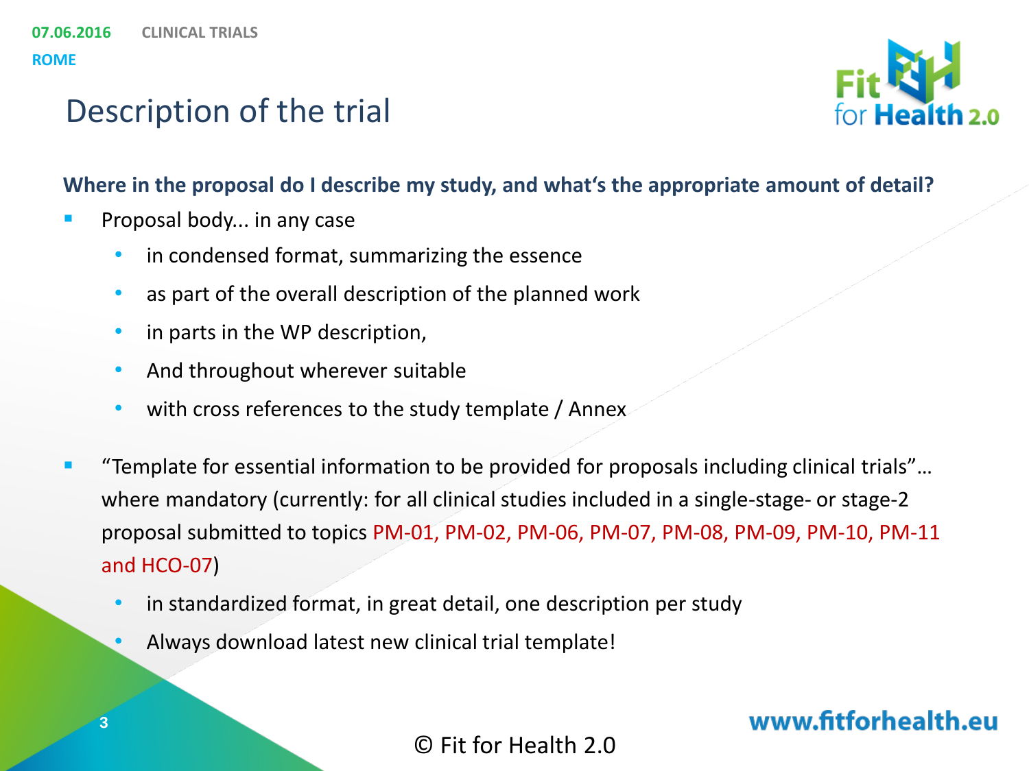# Description of the trial

**Where in the proposal do I describe my study, and what‘s the appropriate amount of detail?**

- Proposal body... in any case
  - in condensed format, summarizing the essence
  - as part of the overall description of the planned work
  - in parts in the WP description,
  - And throughout wherever suitable
  - with cross references to the study template / Annex

- “Template for essential information to be provided for proposals including clinical trials”... where mandatory (currently: for all clinical studies included in a single-stage- or stage-2 proposal submitted to topics PM-01, PM-02, PM-06, PM-07, PM-08, PM-09, PM-10, PM-11 and HCO-07)
  - in standardized format, in great detail, one description per study
  - Always download latest new clinical trial template!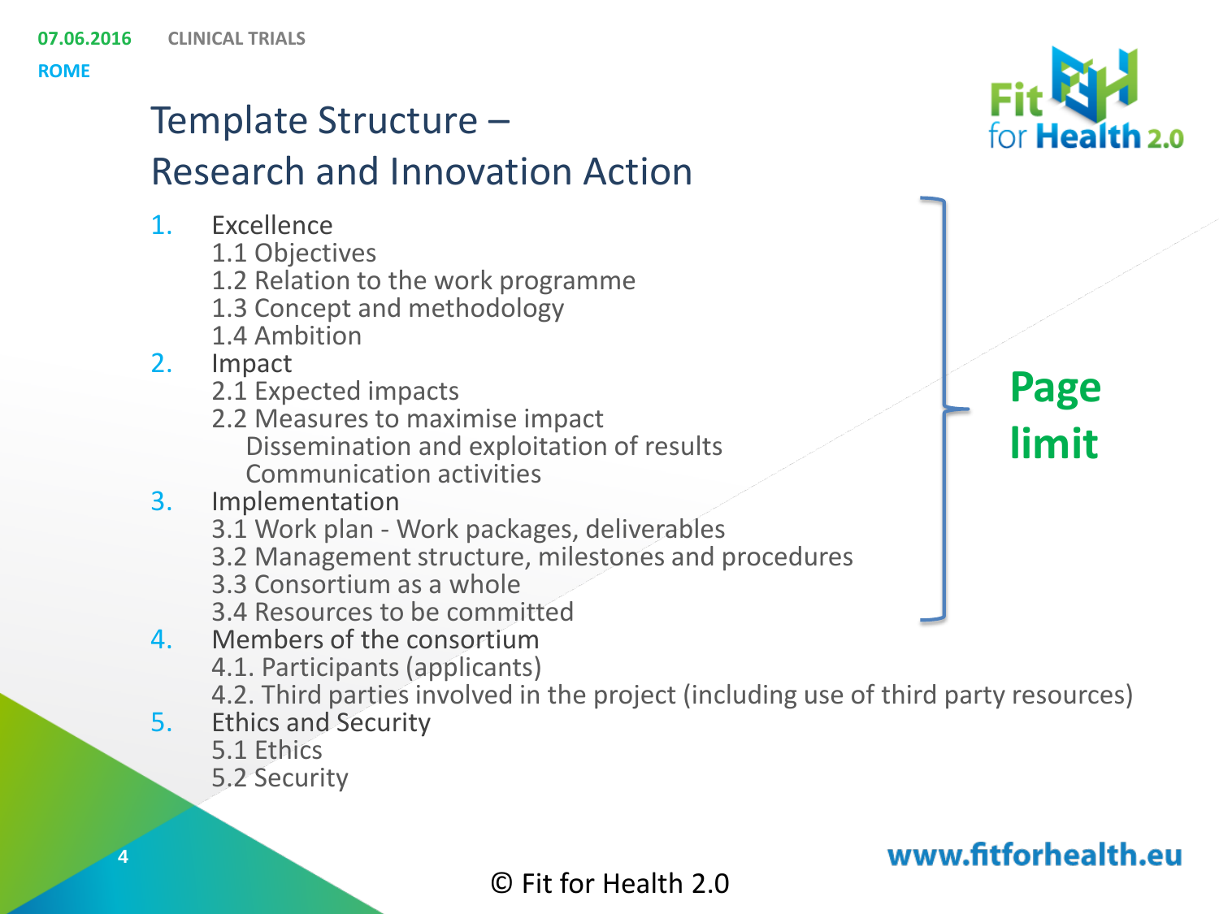# Template Structure – Research and Innovation Action

1. Excellence
   - 1.1 Objectives
   - 1.2 Relation to the work programme
   - 1.3 Concept and methodology
   - 1.4 Ambition
2. Impact
   - 2.1 Expected impacts
   - 2.2 Measures to maximise impact
     - Dissemination and exploitation of results
     - Communication activities
3. Implementation
   - 3.1 Work plan - Work packages, deliverables
   - 3.2 Management structure, milestones and procedures
   - 3.3 Consortium as a whole
   - 3.4 Resources to be committed
4. Members of the consortium
   - 4.1. Participants (applicants)
   - 4.2. Third parties involved in the project (including use of third party resources)
5. Ethics and Security
   - 5.1 Ethics
   - 5.2 Security

**Page limit** (applies to sections 1–3)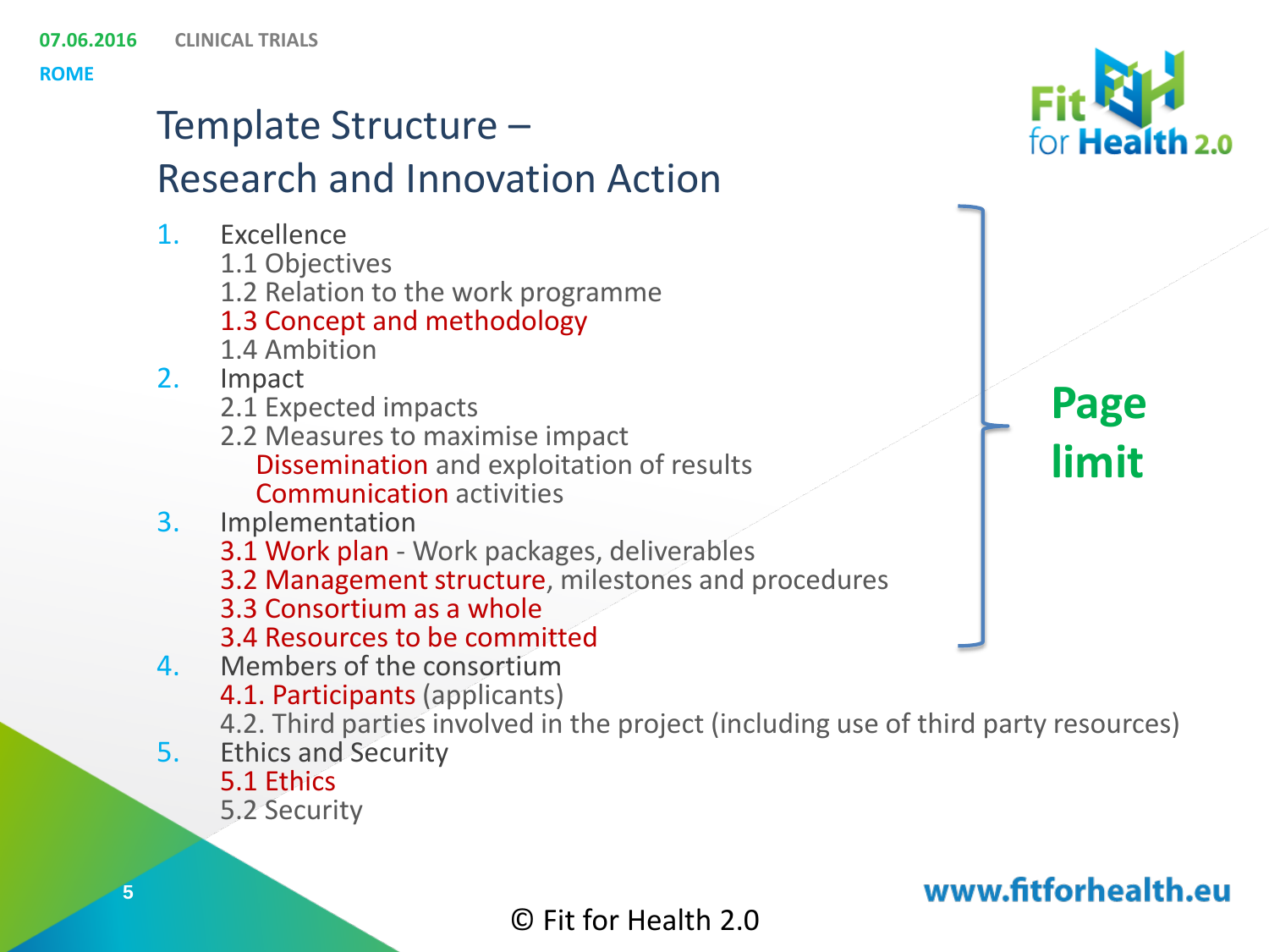# Template Structure – Research and Innovation Action

1. Excellence
   - 1.1 Objectives
   - 1.2 Relation to the work programme
   - 1.3 Concept and methodology
   - 1.4 Ambition
2. Impact
   - 2.1 Expected impacts
   - 2.2 Measures to maximise impact
     - Dissemination and exploitation of results
     - Communication activities
3. Implementation
   - 3.1 Work plan - Work packages, deliverables
   - 3.2 Management structure, milestones and procedures
   - 3.3 Consortium as a whole
   - 3.4 Resources to be committed
4. Members of the consortium
   - 4.1. Participants (applicants)
   - 4.2. Third parties involved in the project (including use of third party resources)
5. Ethics and Security
   - 5.1 Ethics
   - 5.2 Security

**Page limit** (applies to sections 1–3)

© Fit for Health 2.0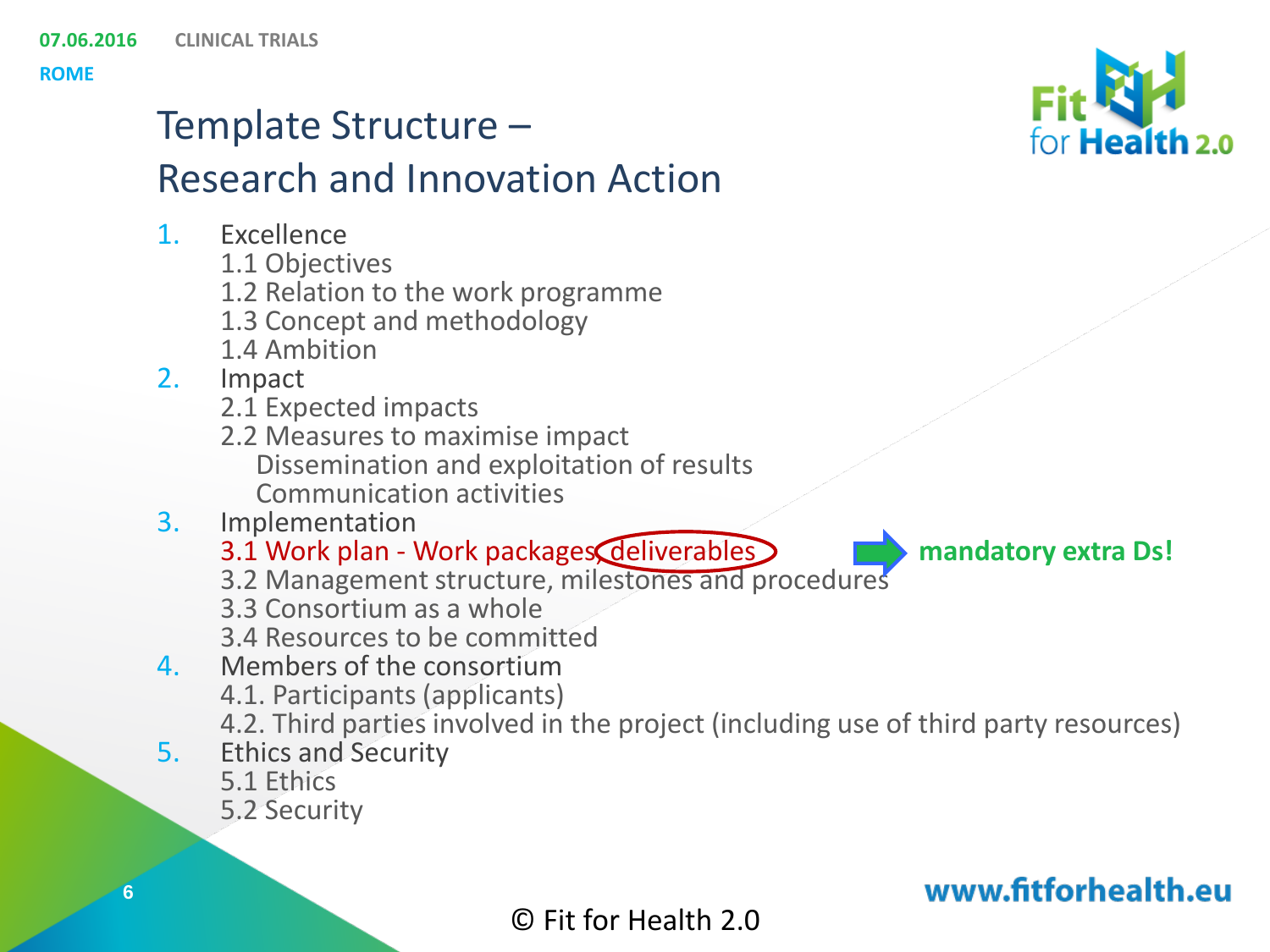# Template Structure – Research and Innovation Action

1. Excellence
   - 1.1 Objectives
   - 1.2 Relation to the work programme
   - 1.3 Concept and methodology
   - 1.4 Ambition
2. Impact
   - 2.1 Expected impacts
   - 2.2 Measures to maximise impact
     - Dissemination and exploitation of results
     - Communication activities
3. Implementation
   - 3.1 Work plan - Work packages, deliverables → **mandatory extra Ds!**
   - 3.2 Management structure, milestones and procedures
   - 3.3 Consortium as a whole
   - 3.4 Resources to be committed
4. Members of the consortium
   - 4.1. Participants (applicants)
   - 4.2. Third parties involved in the project (including use of third party resources)
5. Ethics and Security
   - 5.1 Ethics
   - 5.2 Security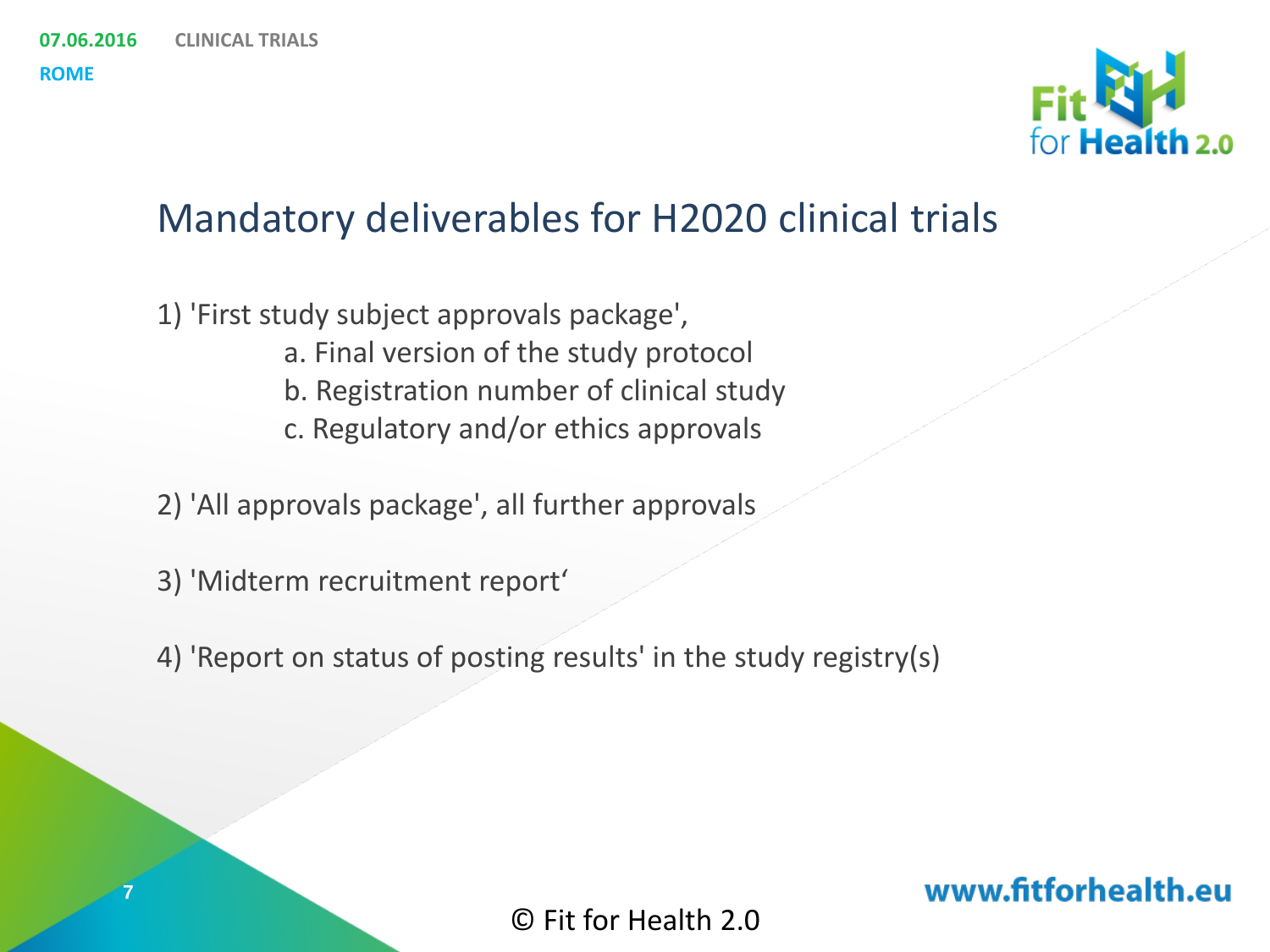# Mandatory deliverables for H2020 clinical trials

1) 'First study subject approvals package',
    a. Final version of the study protocol
    b. Registration number of clinical study
    c. Regulatory and/or ethics approvals

2) 'All approvals package', all further approvals

3) 'Midterm recruitment report‘

4) 'Report on status of posting results' in the study registry(s)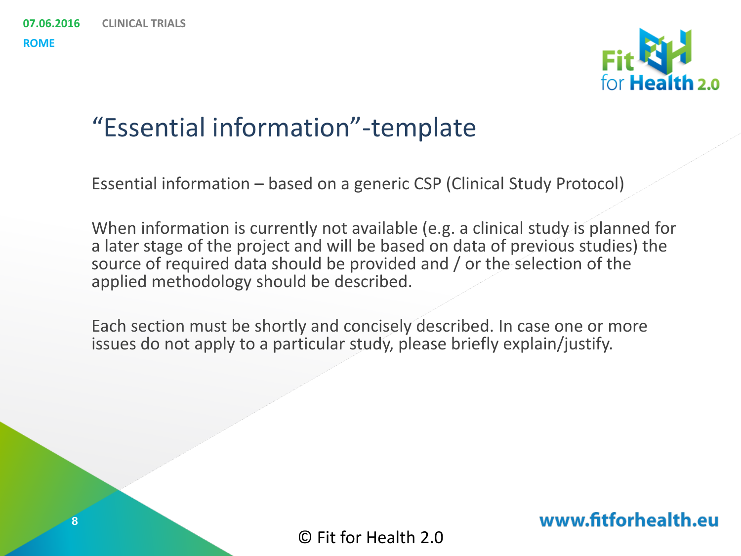# "Essential information"-template

Essential information – based on a generic CSP (Clinical Study Protocol)

When information is currently not available (e.g. a clinical study is planned for a later stage of the project and will be based on data of previous studies) the source of required data should be provided and / or the selection of the applied methodology should be described.

Each section must be shortly and concisely described. In case one or more issues do not apply to a particular study, please briefly explain/justify.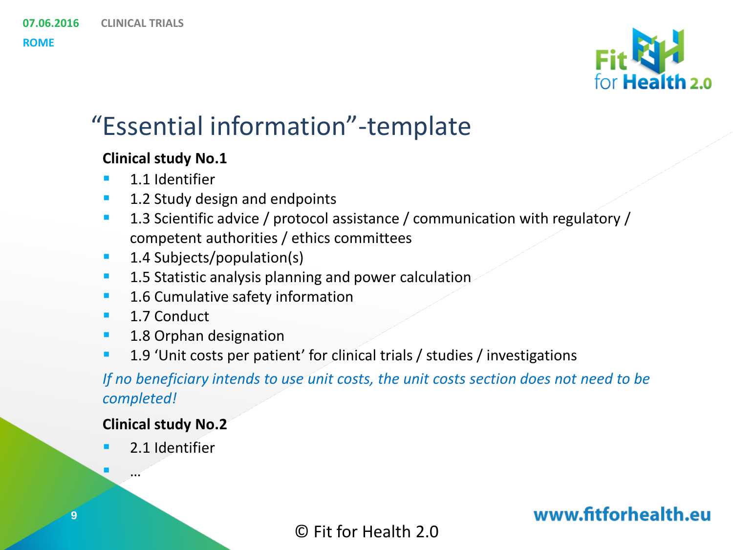# "Essential information"-template

**Clinical study No.1**

- 1.1 Identifier
- 1.2 Study design and endpoints
- 1.3 Scientific advice / protocol assistance / communication with regulatory / competent authorities / ethics committees
- 1.4 Subjects/population(s)
- 1.5 Statistic analysis planning and power calculation
- 1.6 Cumulative safety information
- 1.7 Conduct
- 1.8 Orphan designation
- 1.9 'Unit costs per patient' for clinical trials / studies / investigations

*If no beneficiary intends to use unit costs, the unit costs section does not need to be completed!*

**Clinical study No.2**

- 2.1 Identifier
- …

© Fit for Health 2.0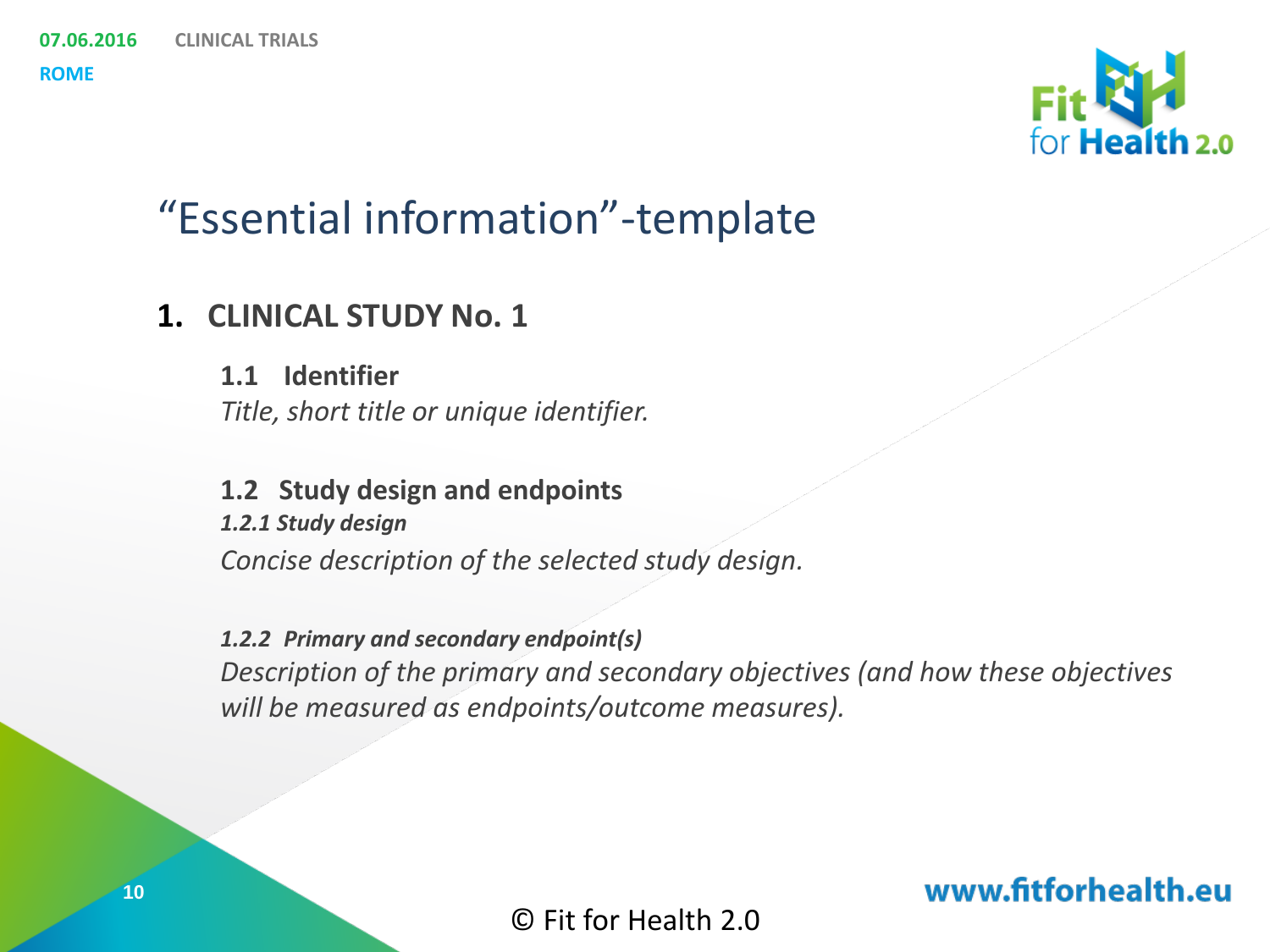# "Essential information"-template

## 1. CLINICAL STUDY No. 1

### 1.1 Identifier

*Title, short title or unique identifier.*

### 1.2 Study design and endpoints

***1.2.1 Study design***

*Concise description of the selected study design.*

***1.2.2 Primary and secondary endpoint(s)***

*Description of the primary and secondary objectives (and how these objectives will be measured as endpoints/outcome measures).*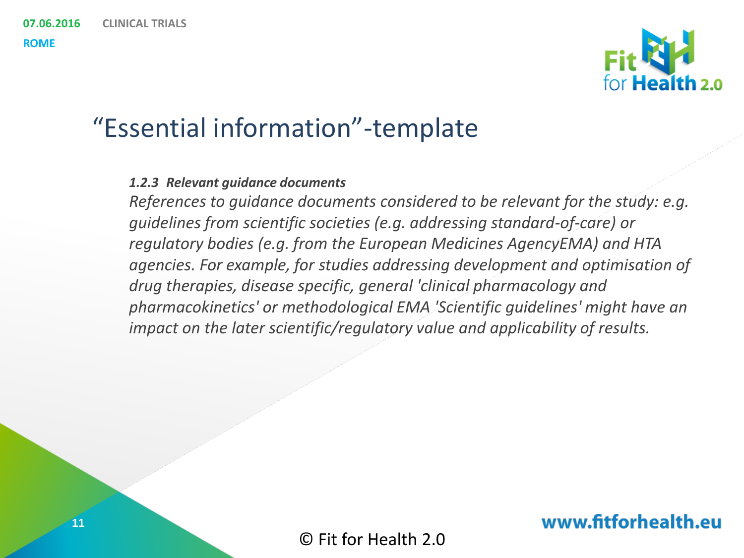# "Essential information"-template

***1.2.3 Relevant guidance documents***

*References to guidance documents considered to be relevant for the study: e.g. guidelines from scientific societies (e.g. addressing standard-of-care) or regulatory bodies (e.g. from the European Medicines AgencyEMA) and HTA agencies. For example, for studies addressing development and optimisation of drug therapies, disease specific, general 'clinical pharmacology and pharmacokinetics' or methodological EMA 'Scientific guidelines' might have an impact on the later scientific/regulatory value and applicability of results.*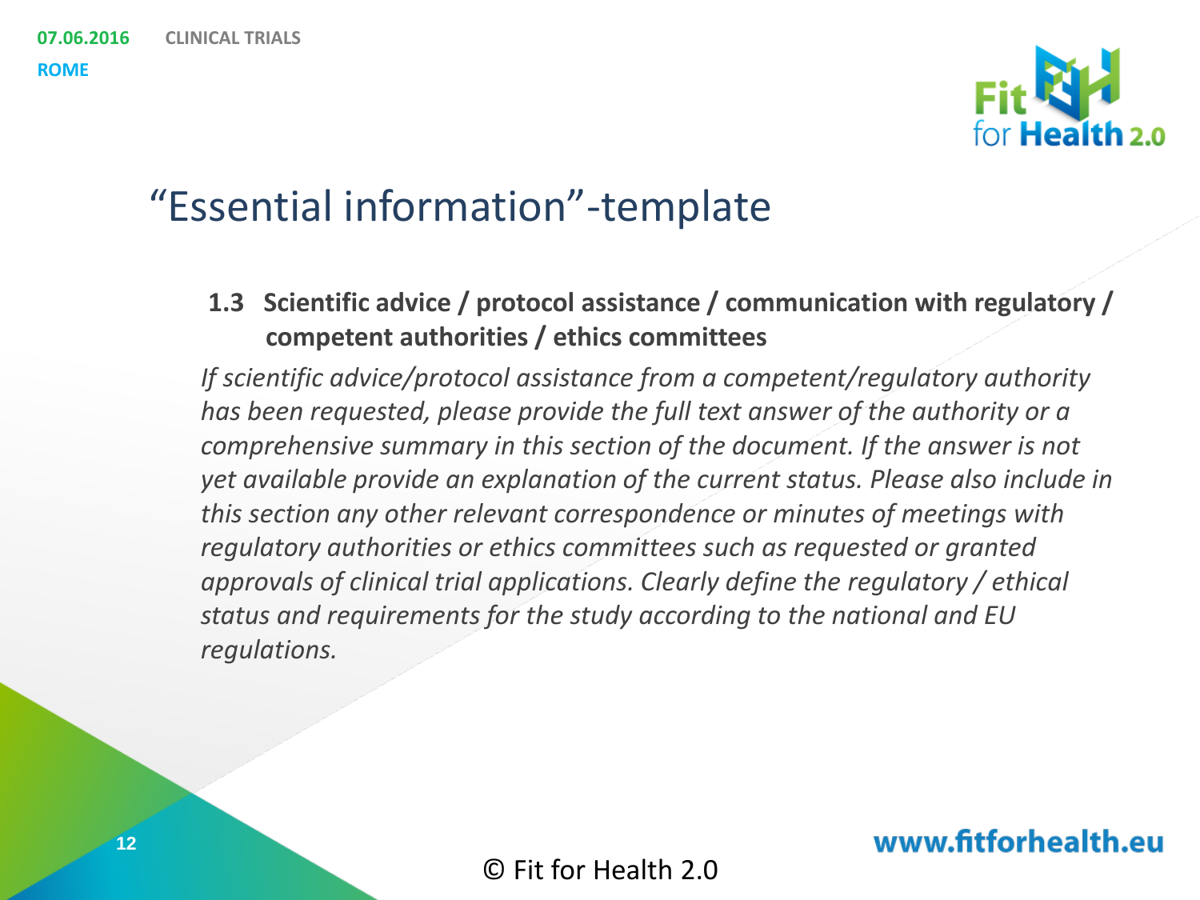# “Essential information”-template

**1.3 Scientific advice / protocol assistance / communication with regulatory / competent authorities / ethics committees**

*If scientific advice/protocol assistance from a competent/regulatory authority has been requested, please provide the full text answer of the authority or a comprehensive summary in this section of the document. If the answer is not yet available provide an explanation of the current status. Please also include in this section any other relevant correspondence or minutes of meetings with regulatory authorities or ethics committees such as requested or granted approvals of clinical trial applications. Clearly define the regulatory / ethical status and requirements for the study according to the national and EU regulations.*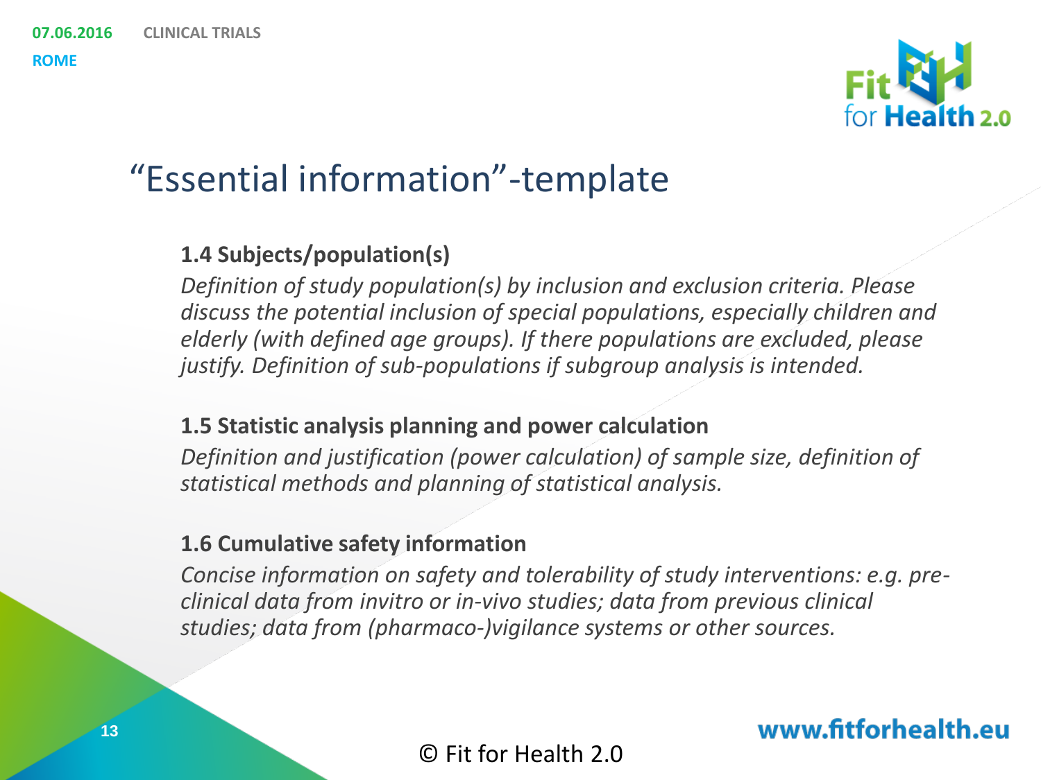# “Essential information”-template

**1.4 Subjects/population(s)**

*Definition of study population(s) by inclusion and exclusion criteria. Please discuss the potential inclusion of special populations, especially children and elderly (with defined age groups). If there populations are excluded, please justify. Definition of sub-populations if subgroup analysis is intended.*

**1.5 Statistic analysis planning and power calculation**

*Definition and justification (power calculation) of sample size, definition of statistical methods and planning of statistical analysis.*

**1.6 Cumulative safety information**

*Concise information on safety and tolerability of study interventions: e.g. pre-clinical data from invitro or in-vivo studies; data from previous clinical studies; data from (pharmaco-)vigilance systems or other sources.*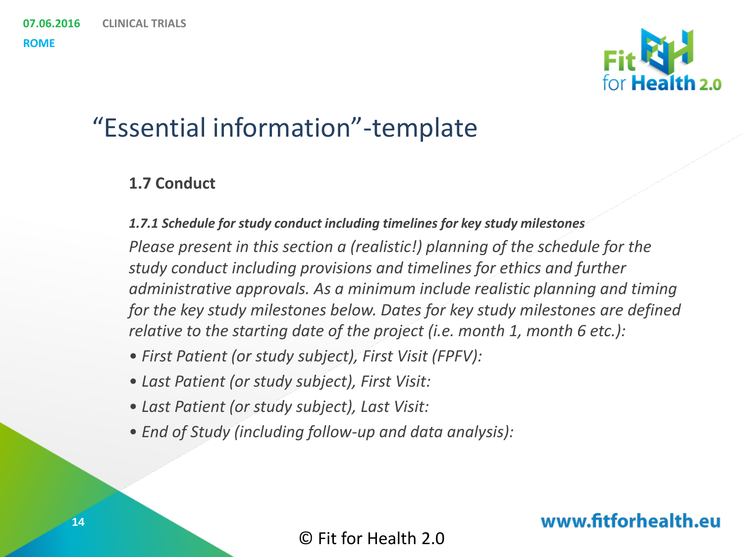# "Essential information"-template

## 1.7 Conduct

***1.7.1 Schedule for study conduct including timelines for key study milestones***

*Please present in this section a (realistic!) planning of the schedule for the study conduct including provisions and timelines for ethics and further administrative approvals. As a minimum include realistic planning and timing for the key study milestones below. Dates for key study milestones are defined relative to the starting date of the project (i.e. month 1, month 6 etc.):*

- *First Patient (or study subject), First Visit (FPFV):*
- *Last Patient (or study subject), First Visit:*
- *Last Patient (or study subject), Last Visit:*
- *End of Study (including follow-up and data analysis):*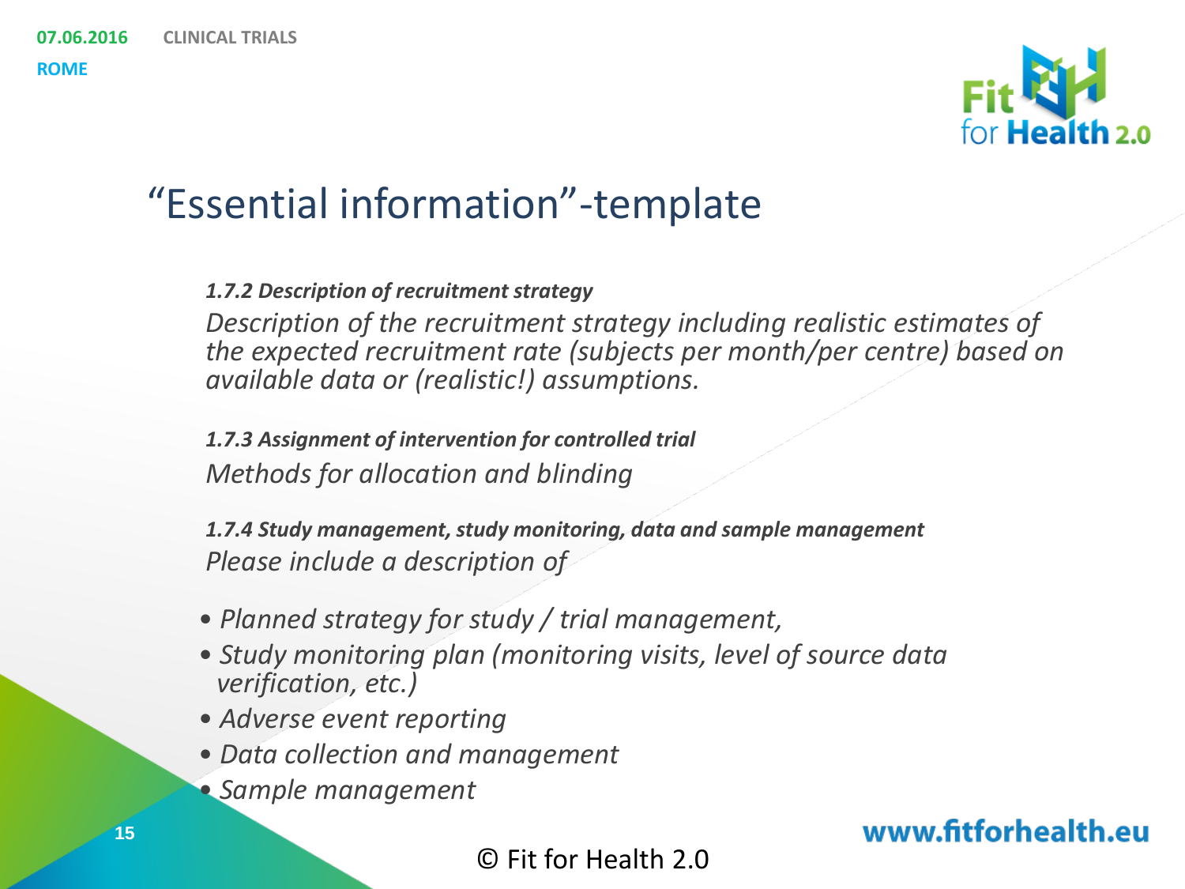# “Essential information”-template

***1.7.2 Description of recruitment strategy***

*Description of the recruitment strategy including realistic estimates of the expected recruitment rate (subjects per month/per centre) based on available data or (realistic!) assumptions.*

***1.7.3 Assignment of intervention for controlled trial***

*Methods for allocation and blinding*

***1.7.4 Study management, study monitoring, data and sample management***

*Please include a description of*

- *Planned strategy for study / trial management,*
- *Study monitoring plan (monitoring visits, level of source data verification, etc.)*
- *Adverse event reporting*
- *Data collection and management*
- *Sample management*

© Fit for Health 2.0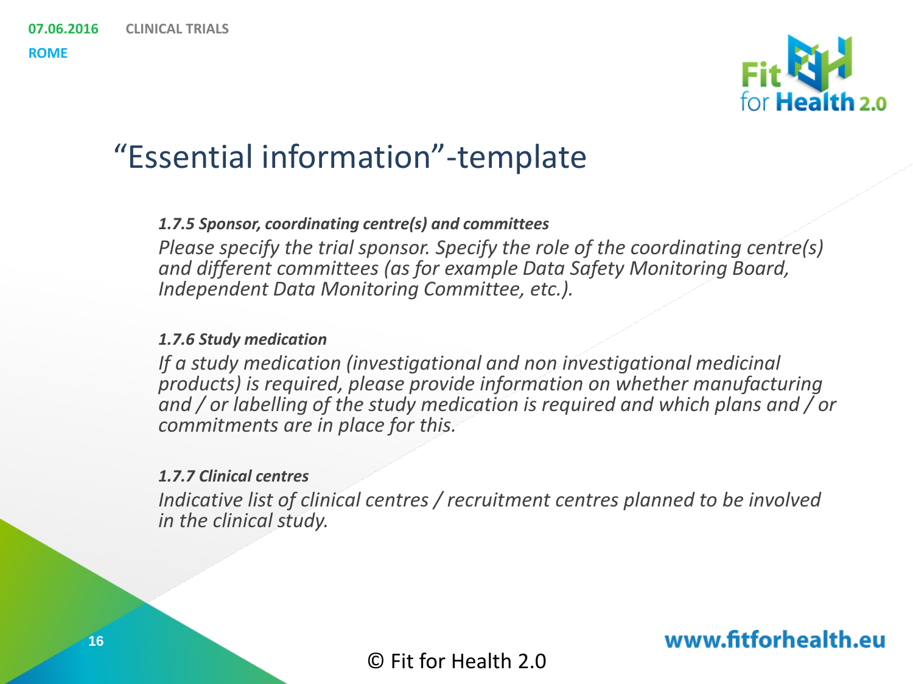# “Essential information”-template

***1.7.5 Sponsor, coordinating centre(s) and committees***

*Please specify the trial sponsor. Specify the role of the coordinating centre(s) and different committees (as for example Data Safety Monitoring Board, Independent Data Monitoring Committee, etc.).*

***1.7.6 Study medication***

*If a study medication (investigational and non investigational medicinal products) is required, please provide information on whether manufacturing and / or labelling of the study medication is required and which plans and / or commitments are in place for this.*

***1.7.7 Clinical centres***

*Indicative list of clinical centres / recruitment centres planned to be involved in the clinical study.*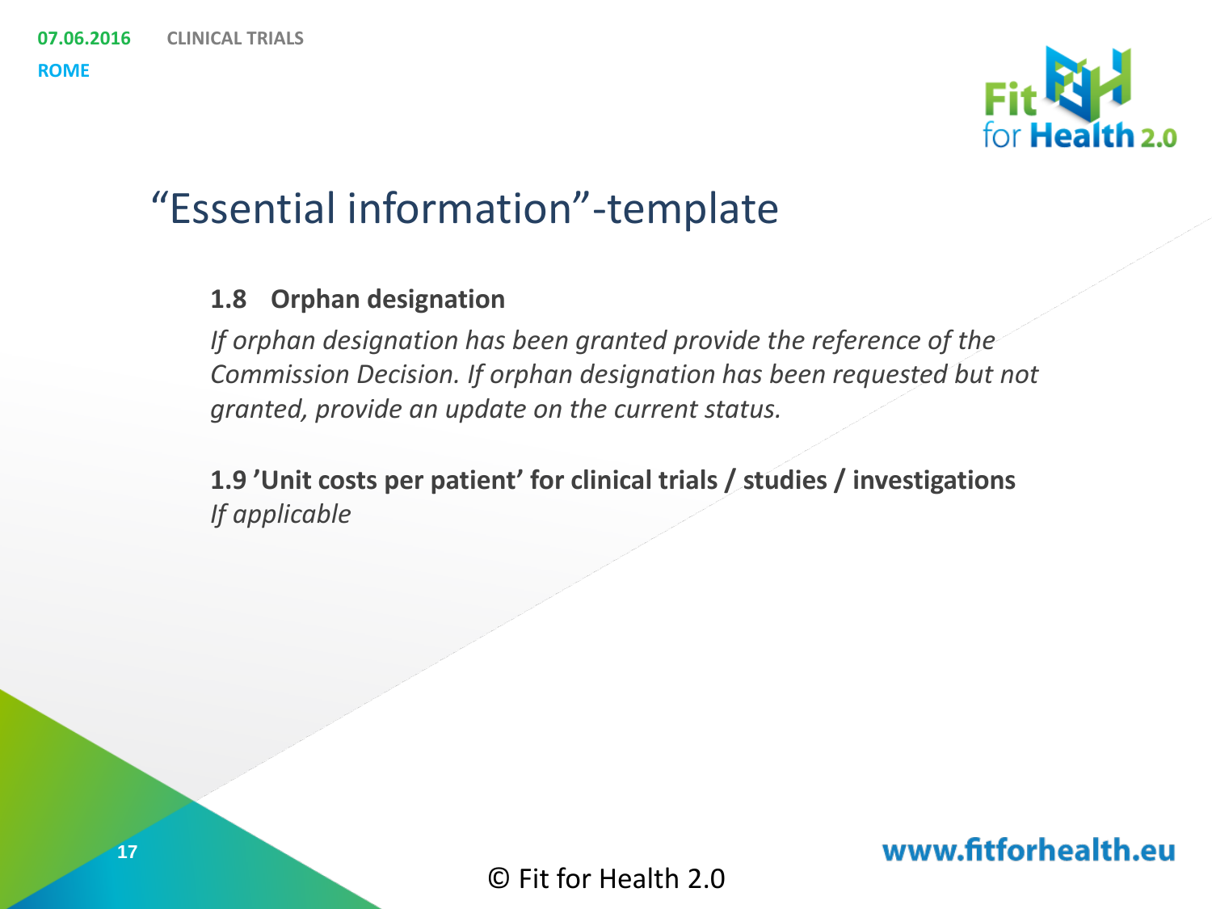# "Essential information"-template

**1.8 Orphan designation**

*If orphan designation has been granted provide the reference of the Commission Decision. If orphan designation has been requested but not granted, provide an update on the current status.*

**1.9 'Unit costs per patient' for clinical trials / studies / investigations**

*If applicable*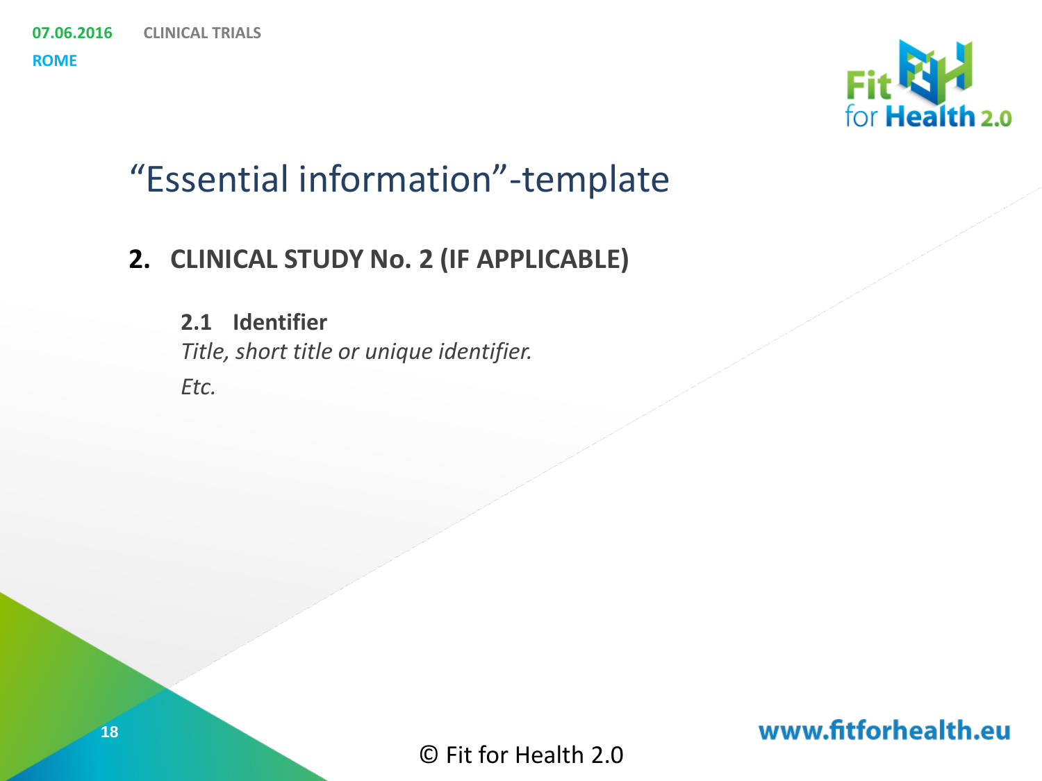# "Essential information"-template

## 2. CLINICAL STUDY No. 2 (IF APPLICABLE)

### 2.1 Identifier

*Title, short title or unique identifier.*

*Etc.*

© Fit for Health 2.0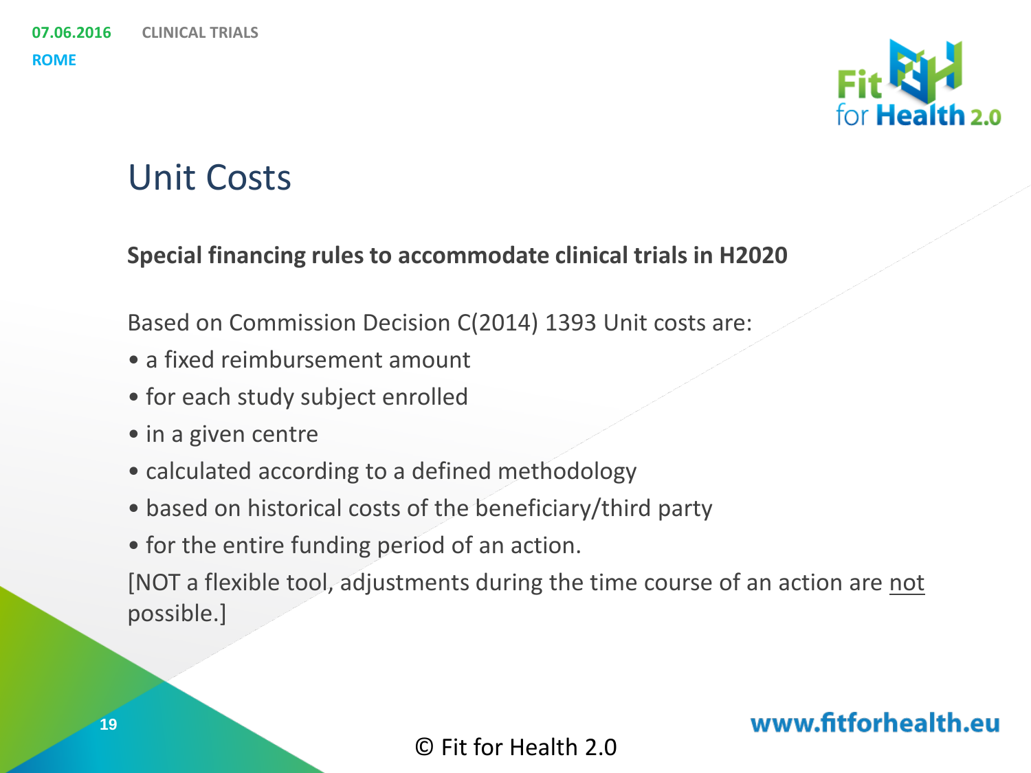# Unit Costs

**Special financing rules to accommodate clinical trials in H2020**

Based on Commission Decision C(2014) 1393 Unit costs are:

- a fixed reimbursement amount
- for each study subject enrolled
- in a given centre
- calculated according to a defined methodology
- based on historical costs of the beneficiary/third party
- for the entire funding period of an action.

[NOT a flexible tool, adjustments during the time course of an action are <u>not</u> possible.]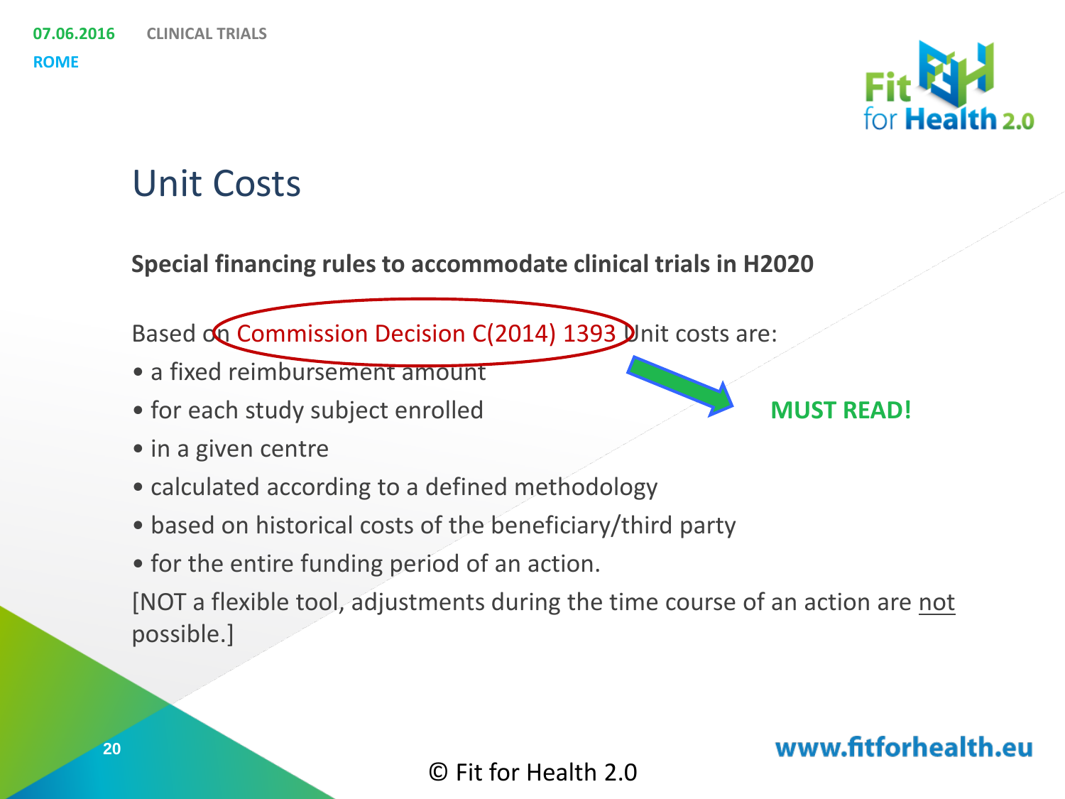# Unit Costs

**Special financing rules to accommodate clinical trials in H2020**

Based on Commission Decision C(2014) 1393 Unit costs are:

- a fixed reimbursement amount
- for each study subject enrolled
- in a given centre
- calculated according to a defined methodology
- based on historical costs of the beneficiary/third party
- for the entire funding period of an action.

[NOT a flexible tool, adjustments during the time course of an action are not possible.]

**MUST READ!**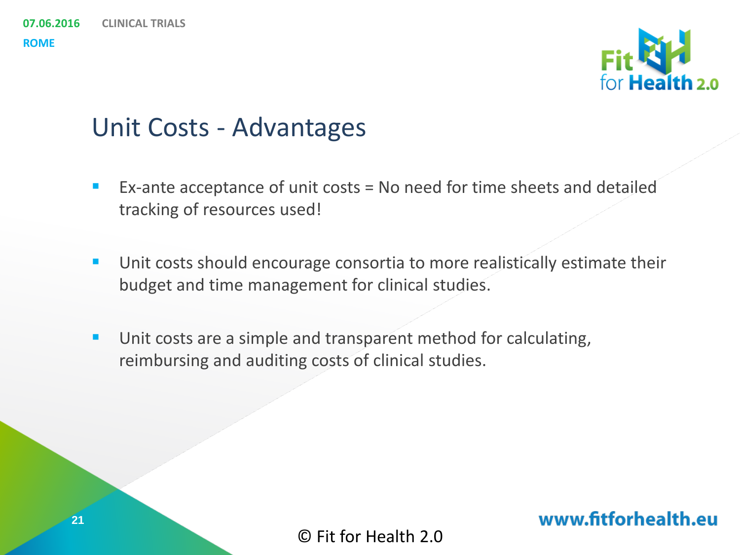# Unit Costs - Advantages

- Ex-ante acceptance of unit costs = No need for time sheets and detailed tracking of resources used!
- Unit costs should encourage consortia to more realistically estimate their budget and time management for clinical studies.
- Unit costs are a simple and transparent method for calculating, reimbursing and auditing costs of clinical studies.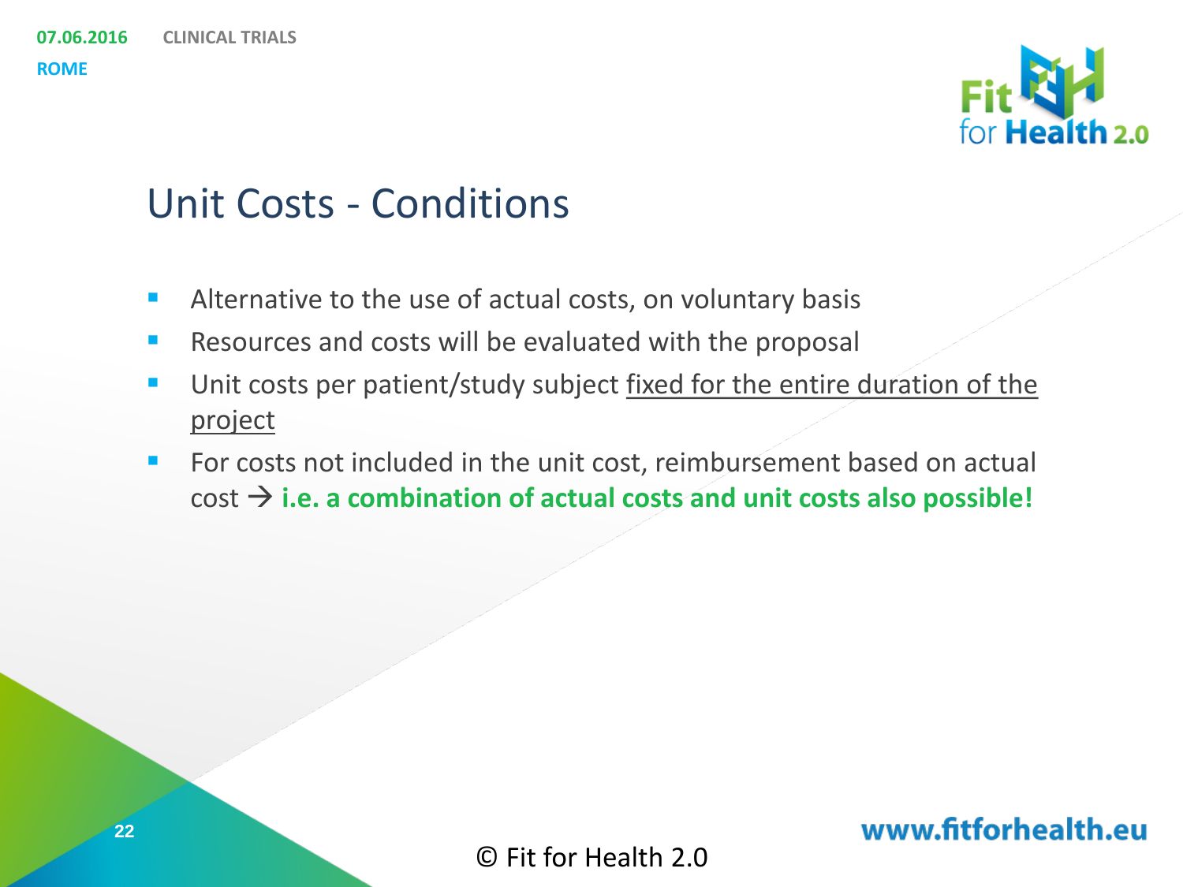## Unit Costs - Conditions

- Alternative to the use of actual costs, on voluntary basis
- Resources and costs will be evaluated with the proposal
- Unit costs per patient/study subject <u>fixed for the entire duration of the project</u>
- For costs not included in the unit cost, reimbursement based on actual cost → **i.e. a combination of actual costs and unit costs also possible!**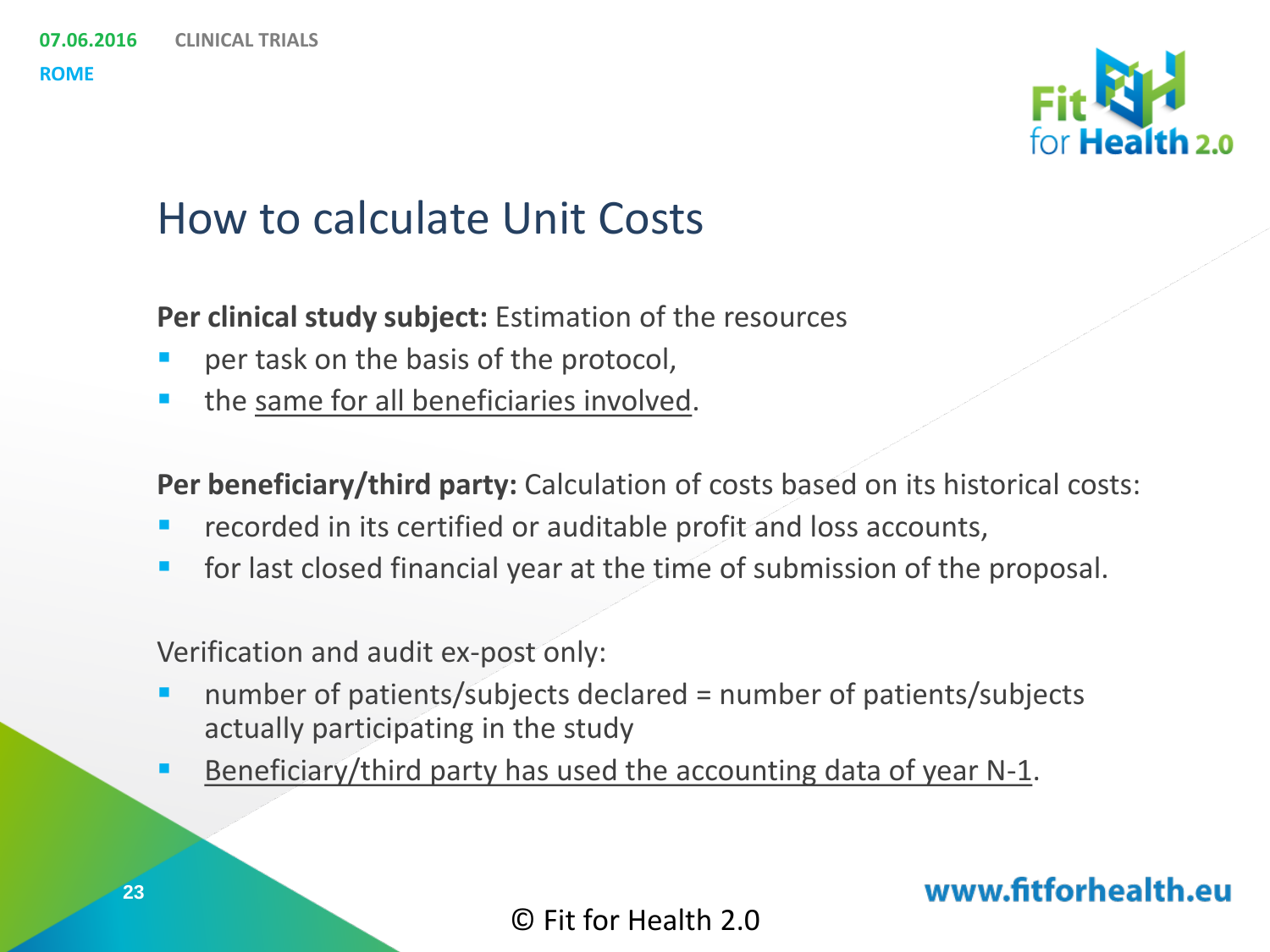# How to calculate Unit Costs

**Per clinical study subject:** Estimation of the resources

- per task on the basis of the protocol,
- the same for all beneficiaries involved.

**Per beneficiary/third party:** Calculation of costs based on its historical costs:

- recorded in its certified or auditable profit and loss accounts,
- for last closed financial year at the time of submission of the proposal.

Verification and audit ex-post only:

- number of patients/subjects declared = number of patients/subjects actually participating in the study
- Beneficiary/third party has used the accounting data of year N-1.

© Fit for Health 2.0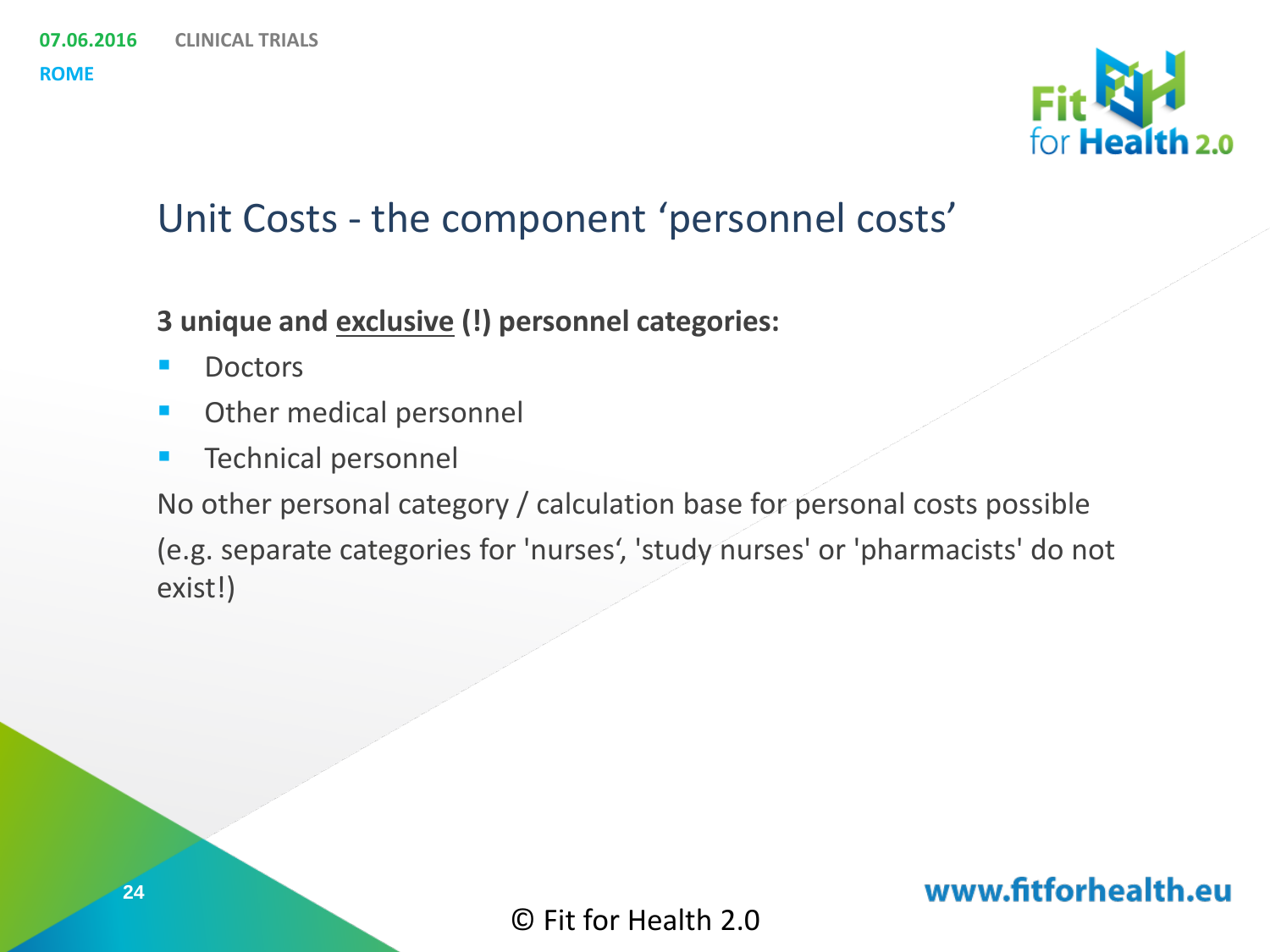# Unit Costs - the component 'personnel costs'

**3 unique and <u>exclusive</u> (!) personnel categories:**

- Doctors
- Other medical personnel
- Technical personnel

No other personal category / calculation base for personal costs possible (e.g. separate categories for 'nurses', 'study nurses' or 'pharmacists' do not exist!)

© Fit for Health 2.0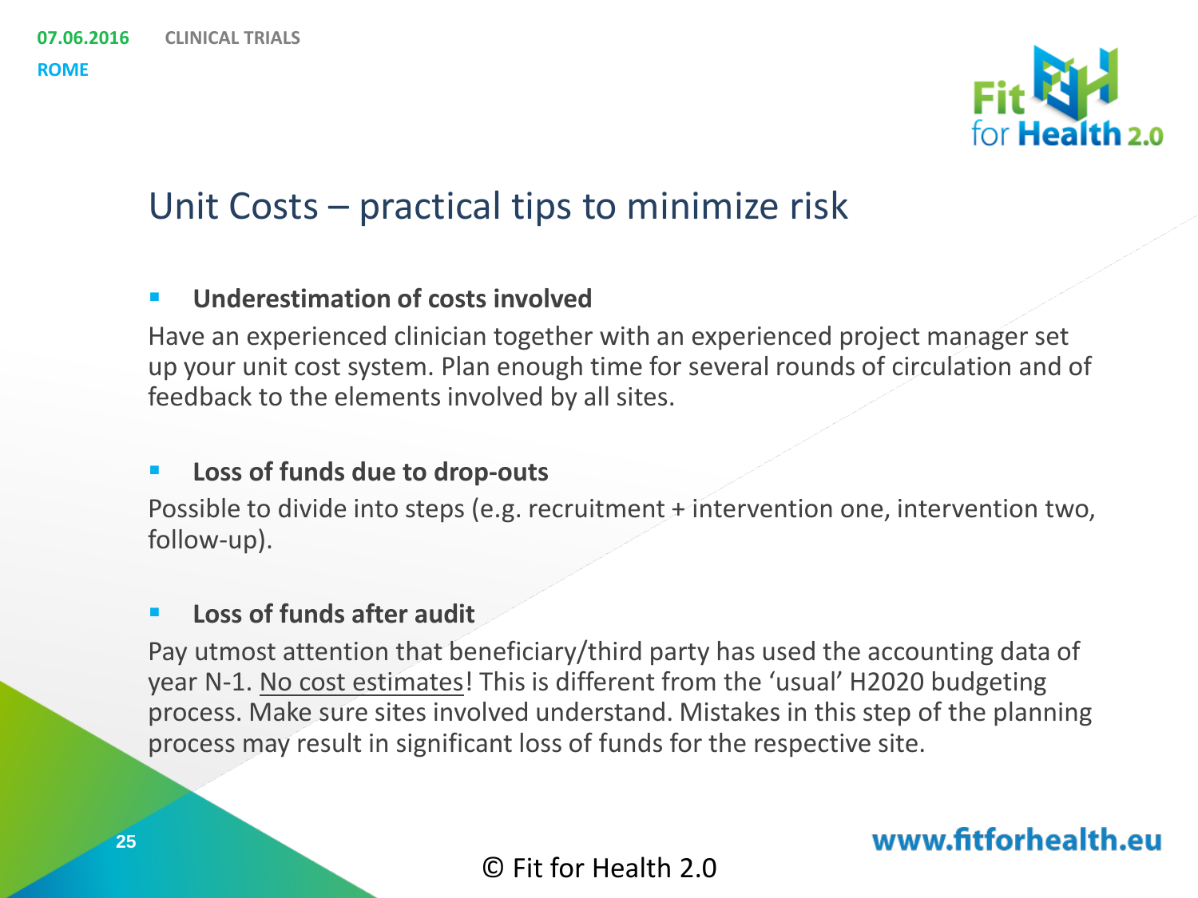# Unit Costs – practical tips to minimize risk

- **Underestimation of costs involved**

Have an experienced clinician together with an experienced project manager set up your unit cost system. Plan enough time for several rounds of circulation and of feedback to the elements involved by all sites.

- **Loss of funds due to drop-outs**

Possible to divide into steps (e.g. recruitment + intervention one, intervention two, follow-up).

- **Loss of funds after audit**

Pay utmost attention that beneficiary/third party has used the accounting data of year N-1. No cost estimates! This is different from the 'usual' H2020 budgeting process. Make sure sites involved understand. Mistakes in this step of the planning process may result in significant loss of funds for the respective site.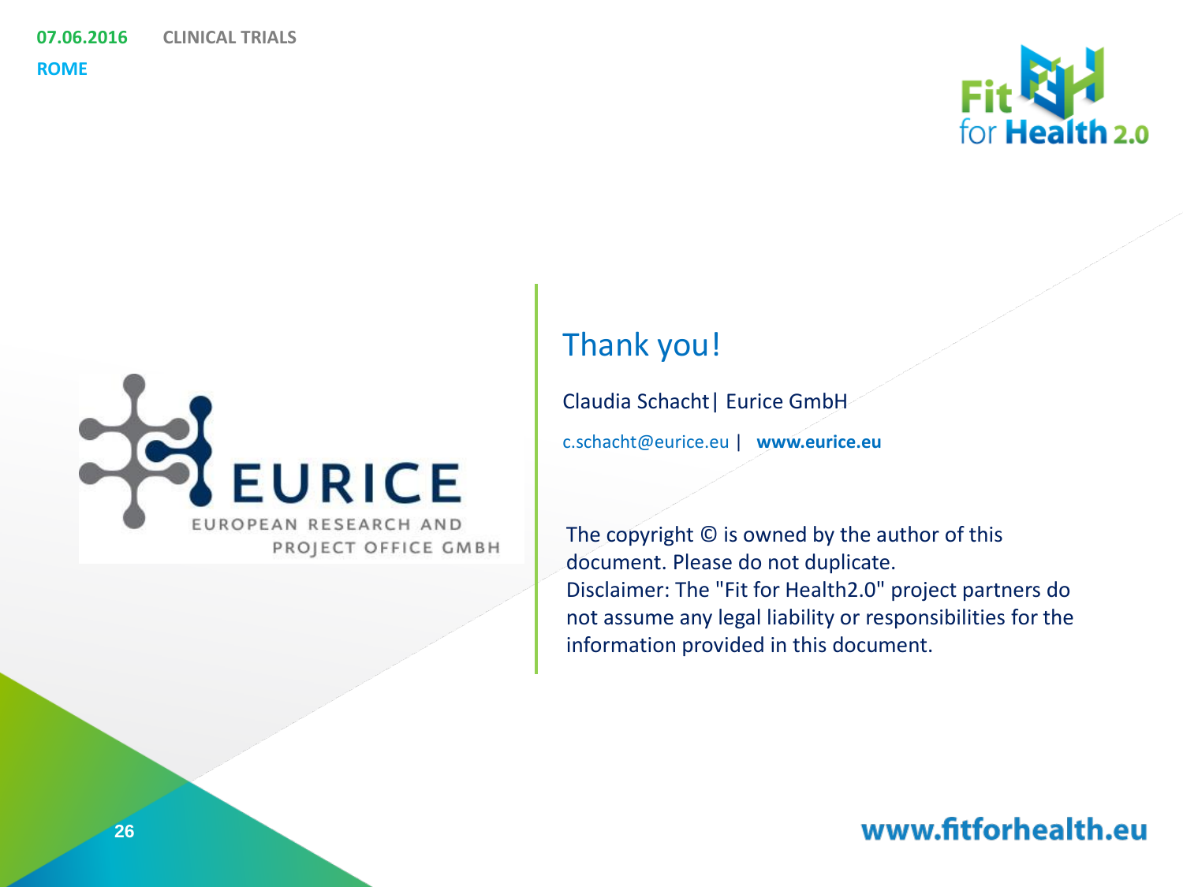# Thank you!

Claudia Schacht| Eurice GmbH

c.schacht@eurice.eu | **www.eurice.eu**

EURICE

EUROPEAN RESEARCH AND PROJECT OFFICE GMBH

The copyright © is owned by the author of this document. Please do not duplicate.
Disclaimer: The "Fit for Health2.0" project partners do not assume any legal liability or responsibilities for the information provided in this document.

**www.fitforhealth.eu**